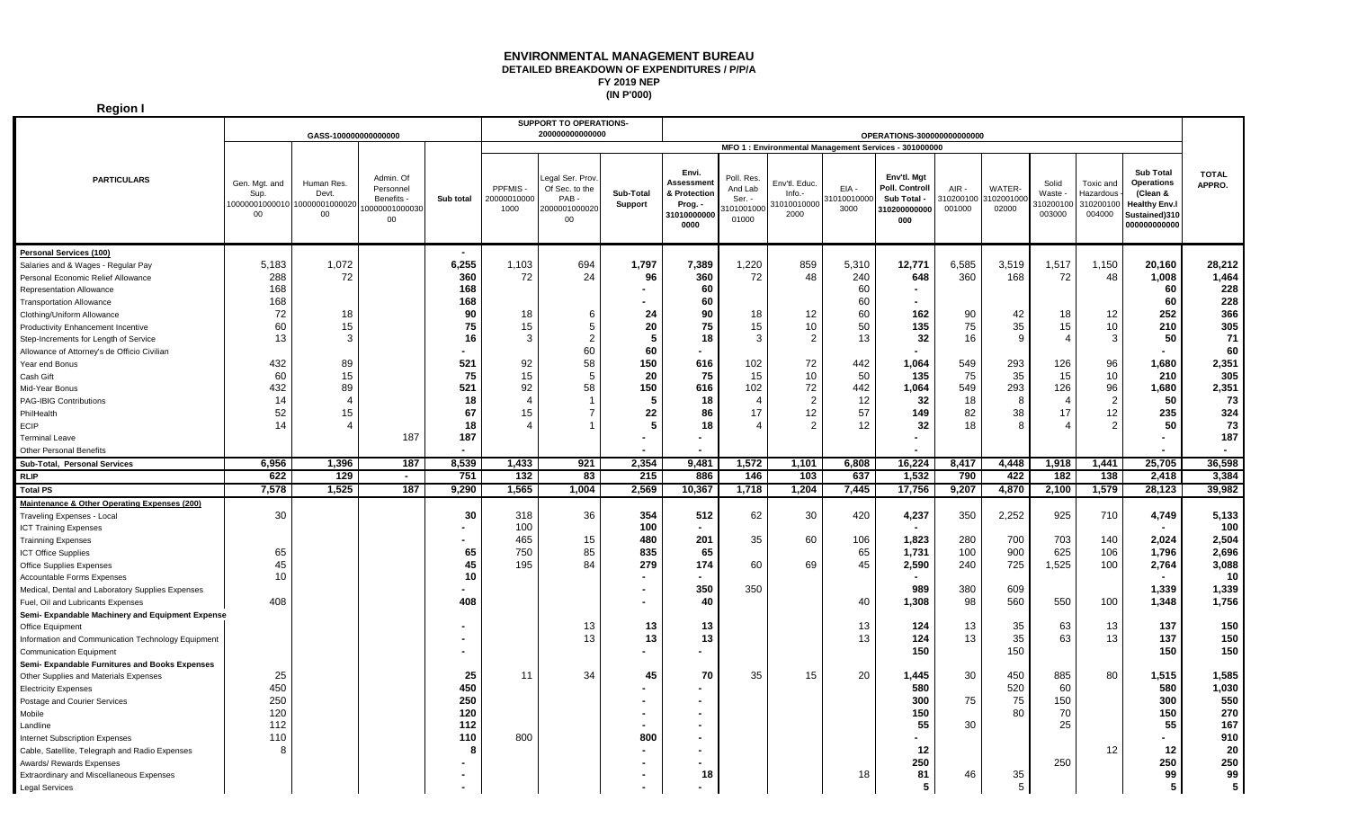# ENVIRONMENTAL MANAGEMENT BUREAU
## DETAILED BREAKDOWN OF EXPENDITURES / P/P/A
### FY 2019 NEP
### (IN P'000)

**Region I**

| PARTICULARS | GASS-100000000000000 | | | | SUPPORT TO OPERATIONS-200000000000000 | | | OPERATIONS-300000000000000 | | | | | | | | | | |
|---|---|---|---|---|---|---|---|---|---|---|---|---|---|---|---|---|---|---|
| | | | | | | | | MFO 1 : Environmental Management Services - 301000000 | | | | | | | | | | |
| | Gen. Mgt. and Sup. 100000010000100 | Human Res. Devt. 100000010000200 | Admin. Of Personnel Benefits - 100000010000300 | Sub total | PPFMIS - 200000100001000 | Legal Ser. Prov. Of Sec. to the PAB - 200000100002000 | Sub-Total Support | Envi. Assessment & Protection Prog. - 310100000000000 | Poll. Res. And Lab Ser. - 310100100001000 | Env'tl. Educ. Info. - 310100100002000 | EIA - 310100100003000 | Env'tl. Mgt Poll. Controll Sub Total - 310200000000000 | AIR - 310200100001000 | WATER - 310200100002000 | Solid Waste - 310200100003000 | Toxic and Hazardous - 310200100004000 | Sub Total Operations (Clean & Healthy Env.l Sustained)310000000000 | TOTAL APPRO. |
| **Personal Services (100)** | | | | - | | | | | | | | | | | | | | |
| Salaries and & Wages - Regular Pay | 5,183 | 1,072 | | 6,255 | 1,103 | 694 | 1,797 | 7,389 | 1,220 | 859 | 5,310 | 12,771 | 6,585 | 3,519 | 1,517 | 1,150 | 20,160 | 28,212 |
| Personal Economic Relief Allowance | 288 | 72 | | 360 | 72 | 24 | 96 | 360 | 72 | 48 | 240 | 648 | 360 | 168 | 72 | 48 | 1,008 | 1,464 |
| Representation Allowance | 168 | | | 168 | | | - | 60 | | | 60 | - | | | | | 60 | 228 |
| Transportation Allowance | 168 | | | 168 | | | - | 60 | | | 60 | - | | | | | 60 | 228 |
| Clothing/Uniform Allowance | 72 | 18 | | 90 | 18 | 6 | 24 | 90 | 18 | 12 | 60 | 162 | 90 | 42 | 18 | 12 | 252 | 366 |
| Productivity Enhancement Incentive | 60 | 15 | | 75 | 15 | 5 | 20 | 75 | 15 | 10 | 50 | 135 | 75 | 35 | 15 | 10 | 210 | 305 |
| Step-Increments for Length of Service | 13 | 3 | | 16 | 3 | 2 | 5 | 18 | 3 | 2 | 13 | 32 | 16 | 9 | 4 | 3 | 50 | 71 |
| Allowance of Attorney's de Officio Civilian | | | | - | | 60 | 60 | - | | | | - | | | | | - | 60 |
| Year end Bonus | 432 | 89 | | 521 | 92 | 58 | 150 | 616 | 102 | 72 | 442 | 1,064 | 549 | 293 | 126 | 96 | 1,680 | 2,351 |
| Cash Gift | 60 | 15 | | 75 | 15 | 5 | 20 | 75 | 15 | 10 | 50 | 135 | 75 | 35 | 15 | 10 | 210 | 305 |
| Mid-Year Bonus | 432 | 89 | | 521 | 92 | 58 | 150 | 616 | 102 | 72 | 442 | 1,064 | 549 | 293 | 126 | 96 | 1,680 | 2,351 |
| PAG-IBIG Contributions | 14 | 4 | | 18 | 4 | 1 | 5 | 18 | 4 | 2 | 12 | 32 | 18 | 8 | 4 | 2 | 50 | 73 |
| PhilHealth | 52 | 15 | | 67 | 15 | 7 | 22 | 86 | 17 | 12 | 57 | 149 | 82 | 38 | 17 | 12 | 235 | 324 |
| ECIP | 14 | 4 | | 18 | 4 | 1 | 5 | 18 | 4 | 2 | 12 | 32 | 18 | 8 | 4 | 2 | 50 | 73 |
| Terminal Leave | | | 187 | 187 | | | - | - | | | | - | | | | | - | 187 |
| Other Personal Benefits | | | | - | | | - | - | | | | - | | | | | - | - |
| **Sub-Total, Personal Services** | **6,956** | **1,396** | **187** | **8,539** | **1,433** | **921** | **2,354** | **9,481** | **1,572** | **1,101** | **6,808** | **16,224** | **8,417** | **4,448** | **1,918** | **1,441** | **25,705** | **36,598** |
| **RLIP** | **622** | **129** | **-** | **751** | **132** | **83** | **215** | **886** | **146** | **103** | **637** | **1,532** | **790** | **422** | **182** | **138** | **2,418** | **3,384** |
| **Total PS** | **7,578** | **1,525** | **187** | **9,290** | **1,565** | **1,004** | **2,569** | **10,367** | **1,718** | **1,204** | **7,445** | **17,756** | **9,207** | **4,870** | **2,100** | **1,579** | **28,123** | **39,982** |
| **Maintenance & Other Operating Expenses (200)** | | | | | | | | | | | | | | | | | | |
| Traveling Expenses - Local | 30 | | | 30 | 318 | 36 | 354 | 512 | 62 | 30 | 420 | 4,237 | 350 | 2,252 | 925 | 710 | 4,749 | 5,133 |
| ICT Training Expenses | | | | - | 100 | | 100 | - | | | | - | | | | | - | 100 |
| Trainning Expenses | | | | - | 465 | 15 | 480 | 201 | 35 | 60 | 106 | 1,823 | 280 | 700 | 703 | 140 | 2,024 | 2,504 |
| ICT Office Supplies | 65 | | | 65 | 750 | 85 | 835 | 65 | | | 65 | 1,731 | 100 | 900 | 625 | 106 | 1,796 | 2,696 |
| Office Supplies Expenses | 45 | | | 45 | 195 | 84 | 279 | 174 | 60 | 69 | 45 | 2,590 | 240 | 725 | 1,525 | 100 | 2,764 | 3,088 |
| Accountable Forms Expenses | 10 | | | 10 | | | - | - | | | | - | | | | | - | 10 |
| Medical, Dental and Laboratory Supplies Expenses | | | | - | | | - | 350 | 350 | | | 989 | 380 | 609 | | | 1,339 | 1,339 |
| Fuel, Oil and Lubricants Expenses | 408 | | | 408 | | | - | 40 | | | 40 | 1,308 | 98 | 560 | 550 | 100 | 1,348 | 1,756 |
| **Semi- Expandable Machinery and Equipment Expense** | | | | | | | | | | | | | | | | | | |
| Office Equipment | | | | - | | 13 | 13 | 13 | | | 13 | 124 | 13 | 35 | 63 | 13 | 137 | 150 |
| Information and Communication Technology Equipment | | | | - | | 13 | 13 | 13 | | | 13 | 124 | 13 | 35 | 63 | 13 | 137 | 150 |
| Communication Equipment | | | | - | | | - | - | | | | 150 | | 150 | | | 150 | 150 |
| **Semi- Expandable Furnitures and Books Expenses** | | | | | | | | | | | | | | | | | | |
| Other Supplies and Materials Expenses | 25 | | | 25 | 11 | 34 | 45 | 70 | 35 | 15 | 20 | 1,445 | 30 | 450 | 885 | 80 | 1,515 | 1,585 |
| Electricity Expenses | 450 | | | 450 | | | - | - | | | | 580 | | 520 | 60 | | 580 | 1,030 |
| Postage and Courier Services | 250 | | | 250 | | | - | - | | | | 300 | 75 | 75 | 150 | | 300 | 550 |
| Mobile | 120 | | | 120 | | | - | - | | | | 150 | | 80 | 70 | | 150 | 270 |
| Landline | 112 | | | 112 | | | - | - | | | | 55 | 30 | | 25 | | 55 | 167 |
| Internet Subscription Expenses | 110 | | | 110 | 800 | | 800 | - | | | | - | | | | | - | 910 |
| Cable, Satellite, Telegraph and Radio Expenses | 8 | | | 8 | | | - | - | | | | 12 | | | | 12 | 12 | 20 |
| Awards/ Rewards Expenses | | | | - | | | - | - | | | | 250 | | | 250 | | 250 | 250 |
| Extraordinary and Miscellaneous Expenses | | | | - | | | - | 18 | | | 18 | 81 | 46 | 35 | | | 99 | 99 |
| Legal Services | | | | - | | | - | - | | | | 5 | | 5 | | | 5 | 5 |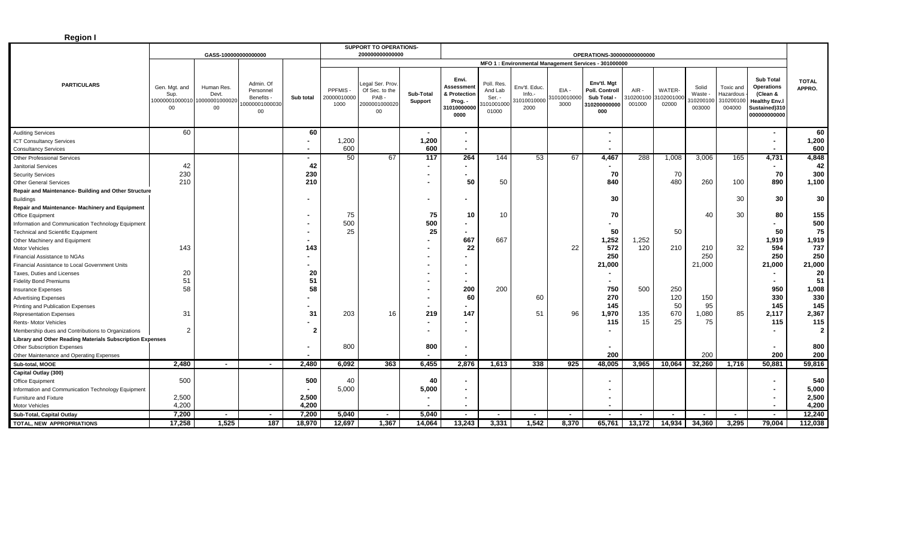**Region I**

| PARTICULARS | GASS-100000000000000 | | | | SUPPORT TO OPERATIONS-200000000000000 | | | OPERATIONS-300000000000000 | | | | | | | | | | TOTAL APPRO. |
|---|---|---|---|---|---|---|---|---|---|---|---|---|---|---|---|---|---|---|
| | | | | | | | | MFO 1 : Environmental Management Services - 301000000 | | | | | | | | | | |
| | Gen. Mgt. and Sup. 100000010000010 00 | Human Res. Devt. 100000010000020 00 | Admin. Of Personnel Benefits - 100000010000030 00 | Sub total | PPFMIS - 200000100001000 | Legal Ser. Prov. Of Sec. to the PAB - 200000100002000 | Sub-Total Support | Envi. Assessment & Protection Prog. - 3101000000000 | Poll. Res. And Lab Ser. - 310100100001000 | Env'tl. Educ. Info.- 310100100002000 | EIA - 310100100003000 | Env'tl. Mgt Poll. Controll Sub Total - 310200000000000 | AIR - 310200100001000 | WATER- 310200100002000 | Solid Waste - 310200100003000 | Toxic and Hazardous - 310200100004000 | Sub Total Operations (Clean & Healthy Env.l Sustained)310000000000000 | |
| Auditing Services | 60 | | | 60 | | | - | - | | | | - | | | | | - | 60 |
| ICT Consultancy Services | | | | - | 1,200 | | 1,200 | - | | | | - | | | | | - | 1,200 |
| Consultancy Services | | | | - | 600 | | 600 | - | | | | - | | | | | - | 600 |
| Other Professional Services | | | | - | 50 | 67 | 117 | 264 | 144 | 53 | 67 | 4,467 | 288 | 1,008 | 3,006 | 165 | 4,731 | 4,848 |
| Janitorial Services | 42 | | | 42 | | | - | - | | | | - | | | | | - | 42 |
| Security Services | 230 | | | 230 | | | - | - | | | | 70 | | 70 | | | 70 | 300 |
| Other General Services | 210 | | | 210 | | | - | 50 | 50 | | | 840 | | 480 | 260 | 100 | 890 | 1,100 |
| **Repair and Maintenance- Building and Other Structure** | | | | | | | | | | | | | | | | | | |
| Buildings | | | | - | | | - | - | | | | 30 | | | | 30 | 30 | 30 |
| **Repair and Maintenance- Machinery and Equipment** | | | | | | | | | | | | | | | | | | |
| Office Equipment | | | | - | 75 | | 75 | 10 | 10 | | | 70 | | | 40 | 30 | 80 | 155 |
| Information and Communication Technology Equipment | | | | - | 500 | | 500 | - | | | | - | | | | | - | 500 |
| Technical and Scientific Equipment | | | | - | 25 | | 25 | - | | | | 50 | | 50 | | | 50 | 75 |
| Other Machinery and Equipment | | | | - | | | - | 667 | 667 | | | 1,252 | 1,252 | | | | 1,919 | 1,919 |
| Motor Vehicles | 143 | | | 143 | | | - | 22 | | | 22 | 572 | 120 | 210 | 210 | 32 | 594 | 737 |
| Financial Assistance to NGAs | | | | - | | | - | - | | | | 250 | | | 250 | | 250 | 250 |
| Financial Assistance to Local Government Units | | | | - | | | - | - | | | | 21,000 | | | 21,000 | | 21,000 | 21,000 |
| Taxes, Duties and Licenses | 20 | | | 20 | | | - | - | | | | - | | | | | - | 20 |
| Fidelity Bond Premiums | 51 | | | 51 | | | - | - | | | | - | | | | | - | 51 |
| Insurance Expenses | 58 | | | 58 | | | - | 200 | 200 | | | 750 | 500 | 250 | | | 950 | 1,008 |
| Advertising Expenses | | | | - | | | - | 60 | | 60 | | 270 | | 120 | 150 | | 330 | 330 |
| Printing and Publication Expenses | | | | - | | | - | - | | | | 145 | | 50 | 95 | | 145 | 145 |
| Representation Expenses | 31 | | | 31 | 203 | 16 | 219 | 147 | | 51 | 96 | 1,970 | 135 | 670 | 1,080 | 85 | 2,117 | 2,367 |
| Rents- Motor Vehicles | | | | - | | | - | - | | | | 115 | 15 | 25 | 75 | | 115 | 115 |
| Membership dues and Contributions to Organizations | 2 | | | 2 | | | - | - | | | | - | | | | | - | 2 |
| **Library and Other Reading Materials Subscription Expenses** | | | | | | | | | | | | | | | | | | |
| Other Subscription Expenses | | | | - | 800 | | 800 | - | | | | - | | | | | - | 800 |
| Other Maintenance and Operating Expenses | | | | - | | | - | - | | | | 200 | | | 200 | | 200 | 200 |
| **Sub-total, MOOE** | **2,480** | **-** | **-** | **2,480** | **6,092** | **363** | **6,455** | **2,876** | **1,613** | **338** | **925** | **48,005** | **3,965** | **10,064** | **32,260** | **1,716** | **50,881** | **59,816** |
| **Capital Outlay (300)** | | | | | | | | | | | | | | | | | | |
| Office Equipment | 500 | | | 500 | 40 | | 40 | - | | | | - | | | | | - | 540 |
| Information and Communication Technology Equipment | | | | - | 5,000 | | 5,000 | - | | | | - | | | | | - | 5,000 |
| Furniture and Fixture | 2,500 | | | 2,500 | | | - | - | | | | - | | | | | - | 2,500 |
| Motor Vehicles | 4,200 | | | 4,200 | | | - | - | | | | - | | | | | - | 4,200 |
| **Sub-Total, Capital Outlay** | **7,200** | **-** | **-** | **7,200** | **5,040** | **-** | **5,040** | **-** | **-** | **-** | **-** | **-** | **-** | **-** | **-** | **-** | **-** | **12,240** |
| **TOTAL, NEW APPROPRIATIONS** | **17,258** | **1,525** | **187** | **18,970** | **12,697** | **1,367** | **14,064** | **13,243** | **3,331** | **1,542** | **8,370** | **65,761** | **13,172** | **14,934** | **34,360** | **3,295** | **79,004** | **112,038** |